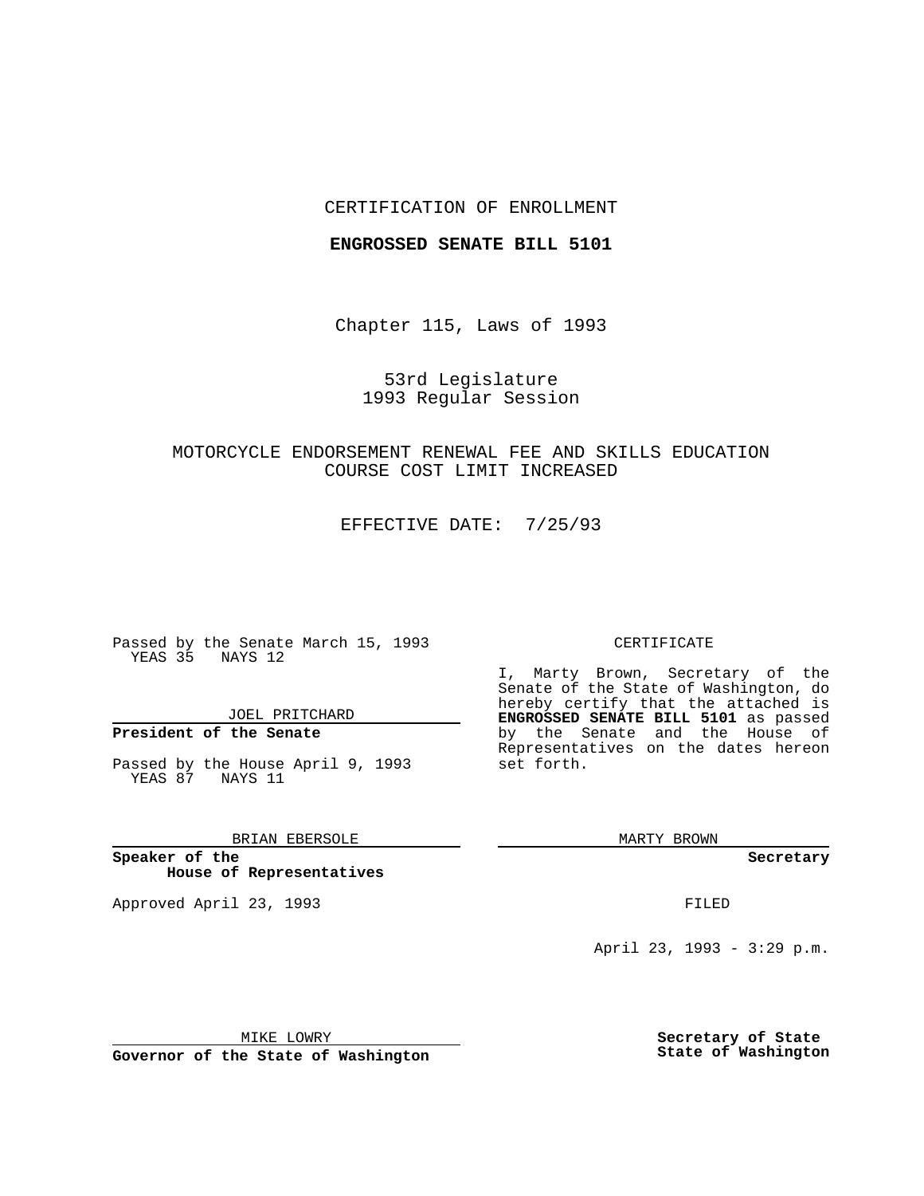CERTIFICATION OF ENROLLMENT

**ENGROSSED SENATE BILL 5101**

Chapter 115, Laws of 1993

53rd Legislature
1993 Regular Session

MOTORCYCLE ENDORSEMENT RENEWAL FEE AND SKILLS EDUCATION COURSE COST LIMIT INCREASED

EFFECTIVE DATE: 7/25/93

Passed by the Senate March 15, 1993
YEAS 35 NAYS 12

JOEL PRITCHARD

**President of the Senate**

Passed by the House April 9, 1993
YEAS 87 NAYS 11

BRIAN EBERSOLE

**Speaker of the House of Representatives**

Approved April 23, 1993

MIKE LOWRY

**Governor of the State of Washington**

CERTIFICATE

I, Marty Brown, Secretary of the Senate of the State of Washington, do hereby certify that the attached is **ENGROSSED SENATE BILL 5101** as passed by the Senate and the House of Representatives on the dates hereon set forth.

MARTY BROWN

**Secretary**

FILED

April 23, 1993 - 3:29 p.m.

**Secretary of State**
**State of Washington**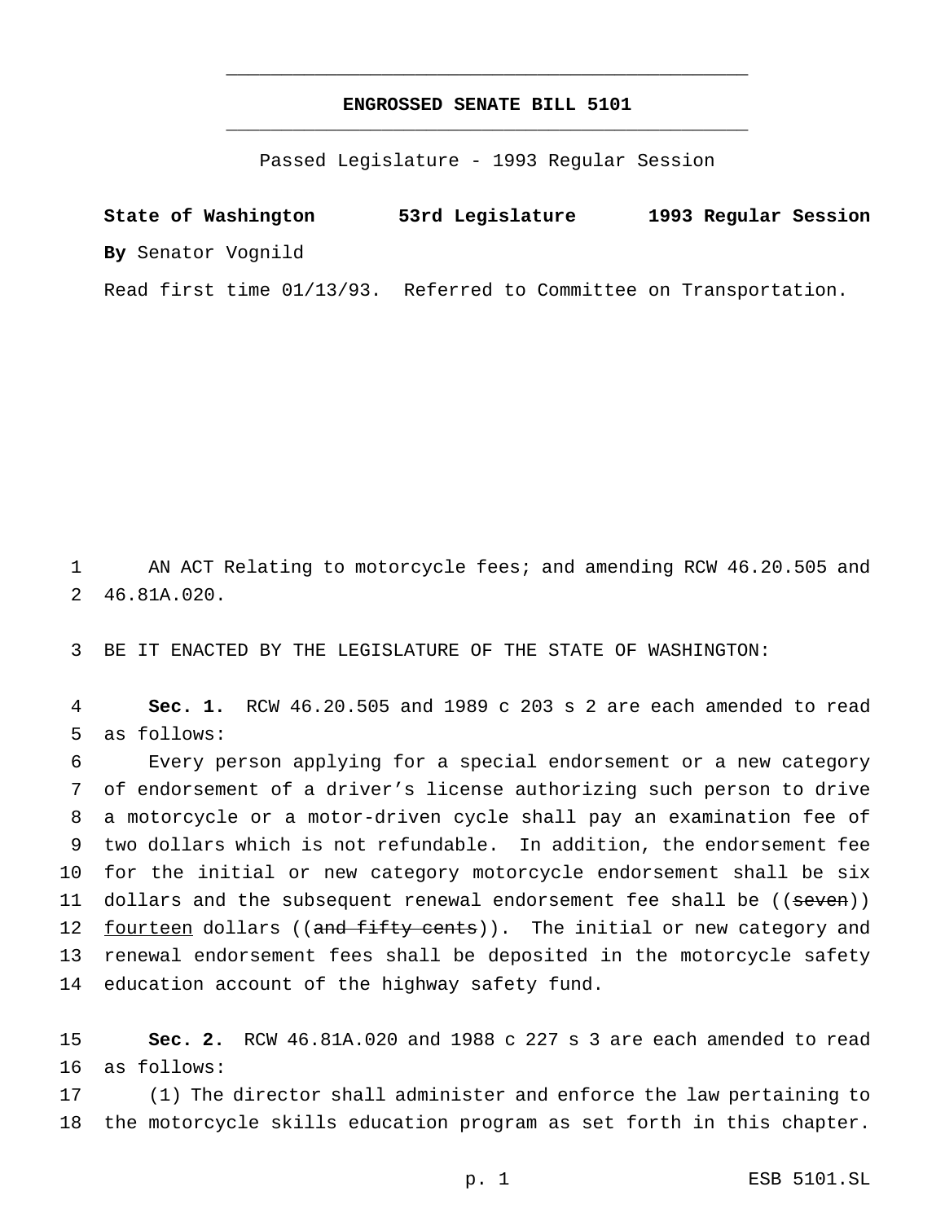# ENGROSSED SENATE BILL 5101

Passed Legislature - 1993 Regular Session

**State of Washington 53rd Legislature 1993 Regular Session**

**By** Senator Vognild

Read first time 01/13/93. Referred to Committee on Transportation.

1 AN ACT Relating to motorcycle fees; and amending RCW 46.20.505 and
2 46.81A.020.

3 BE IT ENACTED BY THE LEGISLATURE OF THE STATE OF WASHINGTON:

4 **Sec. 1.** RCW 46.20.505 and 1989 c 203 s 2 are each amended to read
5 as follows:

6 Every person applying for a special endorsement or a new category
7 of endorsement of a driver's license authorizing such person to drive
8 a motorcycle or a motor-driven cycle shall pay an examination fee of
9 two dollars which is not refundable. In addition, the endorsement fee
10 for the initial or new category motorcycle endorsement shall be six
11 dollars and the subsequent renewal endorsement fee shall be ((~~seven~~))
12 <u>fourteen</u> dollars ((~~and fifty cents~~)). The initial or new category and
13 renewal endorsement fees shall be deposited in the motorcycle safety
14 education account of the highway safety fund.

15 **Sec. 2.** RCW 46.81A.020 and 1988 c 227 s 3 are each amended to read
16 as follows:

17 (1) The director shall administer and enforce the law pertaining to
18 the motorcycle skills education program as set forth in this chapter.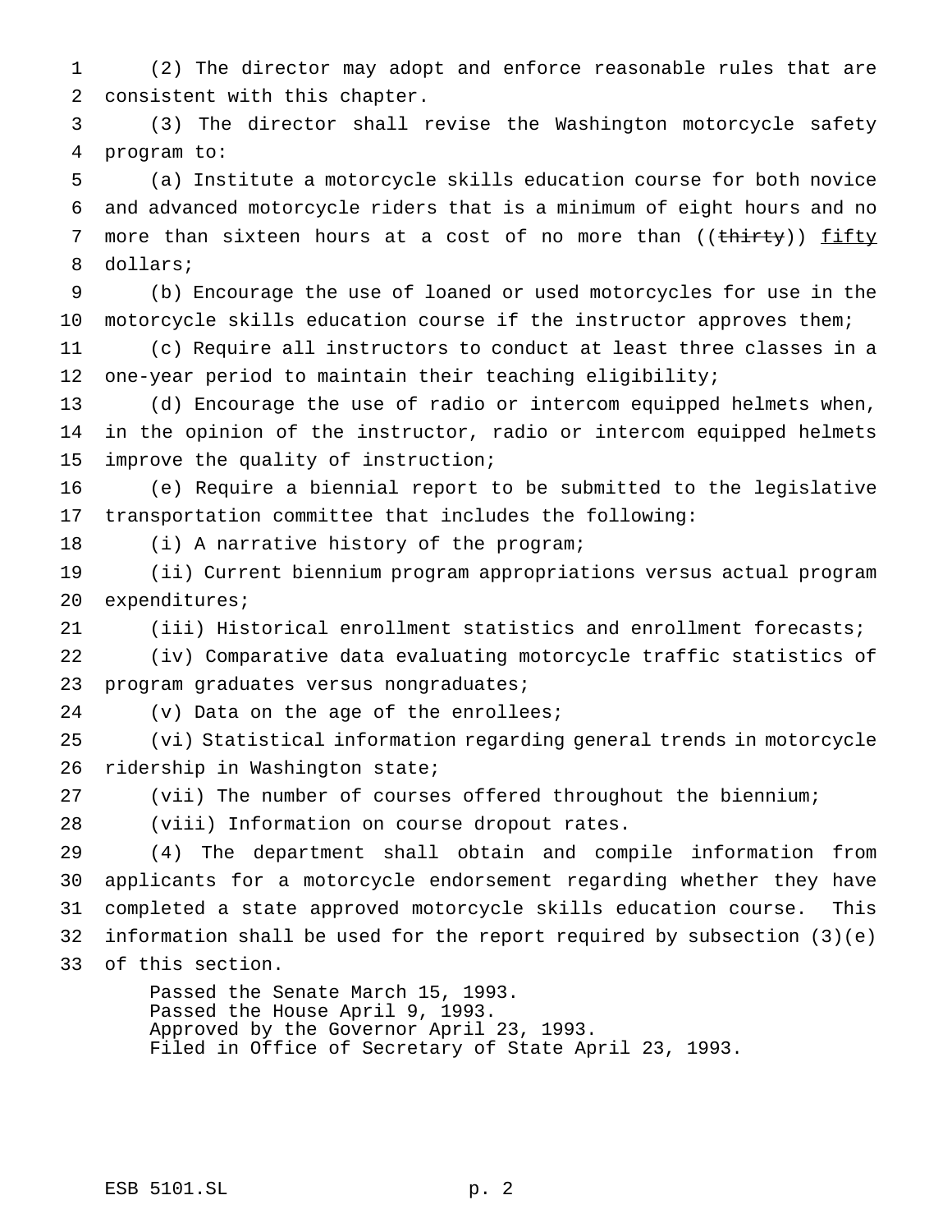(2) The director may adopt and enforce reasonable rules that are consistent with this chapter.

(3) The director shall revise the Washington motorcycle safety program to:

(a) Institute a motorcycle skills education course for both novice and advanced motorcycle riders that is a minimum of eight hours and no more than sixteen hours at a cost of no more than ((~~thirty~~)) <u>fifty</u> dollars;

(b) Encourage the use of loaned or used motorcycles for use in the motorcycle skills education course if the instructor approves them;

(c) Require all instructors to conduct at least three classes in a one-year period to maintain their teaching eligibility;

(d) Encourage the use of radio or intercom equipped helmets when, in the opinion of the instructor, radio or intercom equipped helmets improve the quality of instruction;

(e) Require a biennial report to be submitted to the legislative transportation committee that includes the following:

(i) A narrative history of the program;

(ii) Current biennium program appropriations versus actual program expenditures;

(iii) Historical enrollment statistics and enrollment forecasts;

(iv) Comparative data evaluating motorcycle traffic statistics of program graduates versus nongraduates;

(v) Data on the age of the enrollees;

(vi) Statistical information regarding general trends in motorcycle ridership in Washington state;

(vii) The number of courses offered throughout the biennium;

(viii) Information on course dropout rates.

(4) The department shall obtain and compile information from applicants for a motorcycle endorsement regarding whether they have completed a state approved motorcycle skills education course. This information shall be used for the report required by subsection (3)(e) of this section.

Passed the Senate March 15, 1993.
Passed the House April 9, 1993.
Approved by the Governor April 23, 1993.
Filed in Office of Secretary of State April 23, 1993.